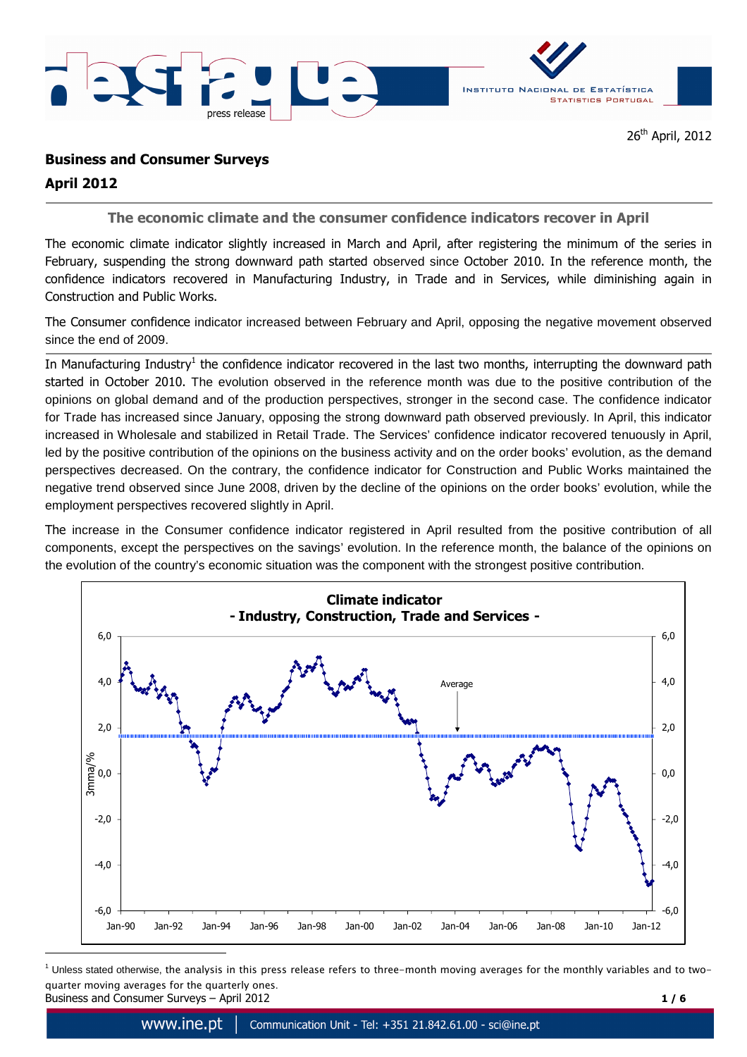26th April, 2012

# Business and Consumer Surveys
## April 2012

### The economic climate and the consumer confidence indicators recover in April

The economic climate indicator slightly increased in March and April, after registering the minimum of the series in February, suspending the strong downward path started observed since October 2010. In the reference month, the confidence indicators recovered in Manufacturing Industry, in Trade and in Services, while diminishing again in Construction and Public Works.

The Consumer confidence indicator increased between February and April, opposing the negative movement observed since the end of 2009.

In Manufacturing Industry[1] the confidence indicator recovered in the last two months, interrupting the downward path started in October 2010. The evolution observed in the reference month was due to the positive contribution of the opinions on global demand and of the production perspectives, stronger in the second case. The confidence indicator for Trade has increased since January, opposing the strong downward path observed previously. In April, this indicator increased in Wholesale and stabilized in Retail Trade. The Services' confidence indicator recovered tenuously in April, led by the positive contribution of the opinions on the business activity and on the order books' evolution, as the demand perspectives decreased. On the contrary, the confidence indicator for Construction and Public Works maintained the negative trend observed since June 2008, driven by the decline of the opinions on the order books' evolution, while the employment perspectives recovered slightly in April.

The increase in the Consumer confidence indicator registered in April resulted from the positive contribution of all components, except the perspectives on the savings' evolution. In the reference month, the balance of the opinions on the evolution of the country's economic situation was the component with the strongest positive contribution.

**Climate indicator - Industry, Construction, Trade and Services -**

[1] Unless stated otherwise, the analysis in this press release refers to three-month moving averages for the monthly variables and to two-quarter moving averages for the quarterly ones.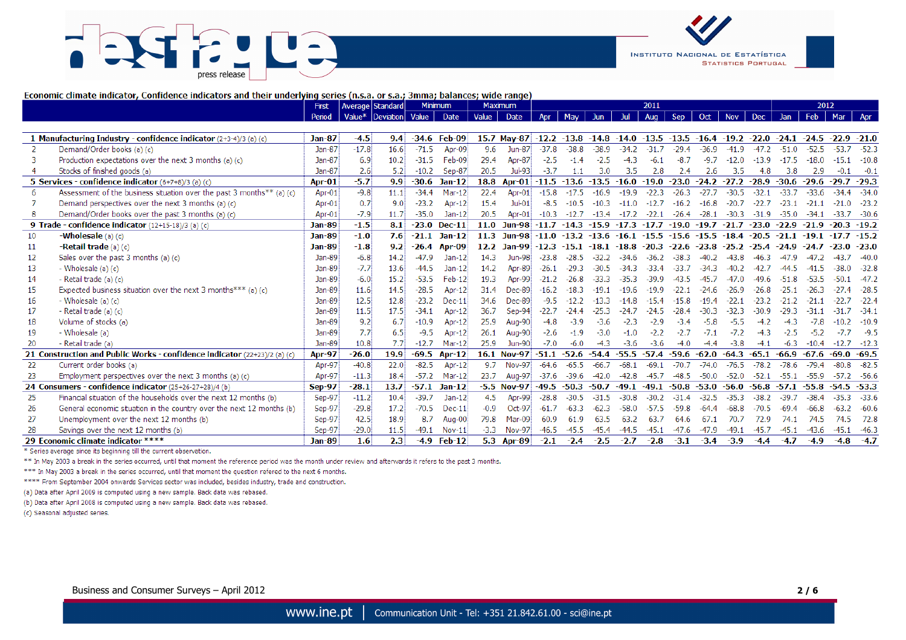**Economic climate indicator, Confidence indicators and their underlying series (n.s.a. or s.a.; 3mma; balances; wide range)**

| | First Period | Average Value* | Standard Deviation | Minimum | | Maximum | | 2011 | | | | | | | | | 2012 | | | |
|---|---|---|---|---|---|---|---|---|---|---|---|---|---|---|---|---|---|---|---|---|
| | | | | Value | Date | Value | Date | Apr | May | Jun | Jul | Aug | Sep | Oct | Nov | Dec | Jan | Feb | Mar | Apr |
| **1 Manufacturing Industry - confidence indicator** (2+3-4)/3 (a) (c) | **Jan-87** | **-4.5** | **9.4** | **-34.6** | **Feb-09** | **15.7** | **May-87** | **-12.2** | **-13.8** | **-14.8** | **-14.0** | **-13.5** | **-13.5** | **-16.4** | **-19.2** | **-22.0** | **-24.1** | **-24.5** | **-22.9** | **-21.0** |
| 2 Demand/Order books (a) (c) | Jan-87 | -17.8 | 16.6 | -71.5 | Apr-09 | 9.6 | Jun-87 | -37.8 | -38.8 | -38.9 | -34.2 | -31.7 | -29.4 | -36.9 | -41.9 | -47.2 | -51.0 | -52.5 | -53.7 | -52.3 |
| 3 Production expectations over the next 3 months (a) (c) | Jan-87 | 6.9 | 10.2 | -31.5 | Feb-09 | 29.4 | Apr-87 | -2.5 | -1.4 | -2.5 | -4.3 | -6.1 | -8.7 | -9.7 | -12.0 | -13.9 | -17.5 | -18.0 | -15.1 | -10.8 |
| 4 Stocks of finished goods (a) | Jan-87 | 2.6 | 5.2 | -10.2 | Sep-87 | 20.5 | Jul-93 | -3.7 | 1.1 | 3.0 | 3.5 | 2.8 | 2.4 | 2.6 | 3.5 | 4.8 | 3.8 | 2.9 | -0.1 | -0.1 |
| **5 Services - confidence indicator** (6+7+8)/3 (a) (c) | **Apr-01** | **-5.7** | **9.9** | **-30.6** | **Jan-12** | **18.8** | **Apr-01** | **-11.5** | **-13.6** | **-13.5** | **-16.0** | **-19.0** | **-23.0** | **-24.2** | **-27.2** | **-28.9** | **-30.6** | **-29.6** | **-29.7** | **-29.3** |
| 6 Assessment of the business situation over the past 3 months** (a) (c) | Apr-01 | -9.8 | 11.1 | -34.4 | Mar-12 | 22.4 | Apr-01 | -15.8 | -17.5 | -16.9 | -19.9 | -22.3 | -26.3 | -27.7 | -30.5 | -32.1 | -33.7 | -33.6 | -34.4 | -34.0 |
| 7 Demand perspectives over the next 3 months (a) (c) | Apr-01 | 0.7 | 9.0 | -23.2 | Apr-12 | 15.4 | Jul-01 | -8.5 | -10.5 | -10.3 | -11.0 | -12.7 | -16.2 | -16.8 | -20.7 | -22.7 | -23.1 | -21.1 | -21.0 | -23.2 |
| 8 Demand/Order books over the past 3 months (a) (c) | Apr-01 | -7.9 | 11.7 | -35.0 | Jan-12 | 20.5 | Apr-01 | -10.3 | -12.7 | -13.4 | -17.2 | -22.1 | -26.4 | -28.1 | -30.3 | -31.9 | -35.0 | -34.1 | -33.7 | -30.6 |
| **9 Trade - confidence indicator** (12+15-18)/3 (a) (c) | **Jan-89** | **-1.5** | **8.1** | **-23.0** | **Dec-11** | **11.0** | **Jun-98** | **-11.7** | **-14.3** | **-15.9** | **-17.3** | **-17.7** | **-19.0** | **-19.7** | **-21.7** | **-23.0** | **-22.9** | **-21.9** | **-20.3** | **-19.2** |
| 10 **-Wholesale** (a) (c) | **Jan-89** | **-1.0** | **7.6** | **-21.1** | **Jan-12** | **11.3** | **Jun-98** | **-11.0** | **-13.2** | **-13.6** | **-16.1** | **-15.5** | **-15.6** | **-15.5** | **-18.4** | **-20.5** | **-21.1** | **-19.1** | **-17.7** | **-15.2** |
| 11 **-Retail trade** (a) (c) | **Jan-89** | **-1.8** | **9.2** | **-26.4** | **Apr-09** | **12.2** | **Jan-99** | **-12.3** | **-15.1** | **-18.1** | **-18.8** | **-20.3** | **-22.6** | **-23.8** | **-25.2** | **-25.4** | **-24.9** | **-24.7** | **-23.0** | **-23.0** |
| 12 Sales over the past 3 months (a) (c) | Jan-89 | -6.8 | 14.2 | -47.9 | Jan-12 | 14.3 | Jun-98 | -23.8 | -28.5 | -32.2 | -34.6 | -36.2 | -38.3 | -40.2 | -43.8 | -46.3 | -47.9 | -47.2 | -43.7 | -40.0 |
| 13 - Wholesale (a) (c) | Jan-89 | -7.7 | 13.6 | -44.5 | Jan-12 | 14.2 | Apr-89 | -26.1 | -29.3 | -30.5 | -34.3 | -33.4 | -33.7 | -34.3 | -40.2 | -42.7 | -44.5 | -41.5 | -38.0 | -32.8 |
| 14 - Retail trade (a) (c) | Jan-89 | -6.0 | 15.2 | -53.5 | Feb-12 | 19.3 | Apr-99 | -21.2 | -26.8 | -33.3 | -35.3 | -39.9 | -43.5 | -45.7 | -47.0 | -49.6 | -51.8 | -53.5 | -50.1 | -47.2 |
| 15 Expected business situation over the next 3 months*** (a) (c) | Jan-89 | 11.6 | 14.5 | -28.5 | Apr-12 | 31.4 | Dec-89 | -16.2 | -18.3 | -19.1 | -19.6 | -19.9 | -22.1 | -24.6 | -26.9 | -26.8 | -25.1 | -26.3 | -27.4 | -28.5 |
| 16 - Wholesale (a) (c) | Jan-89 | 12.5 | 12.8 | -23.2 | Dec-11 | 34.6 | Dec-89 | -9.5 | -12.2 | -13.3 | -14.8 | -15.4 | -15.8 | -19.4 | -22.1 | -23.2 | -21.2 | -21.1 | -22.7 | -22.4 |
| 17 - Retail trade (a) (c) | Jan-89 | 11.5 | 17.5 | -34.1 | Apr-12 | 36.7 | Sep-94 | -22.7 | -24.4 | -25.3 | -24.7 | -24.5 | -28.4 | -30.3 | -32.3 | -30.9 | -29.3 | -31.1 | -31.7 | -34.1 |
| 18 Volume of stocks (a) | Jan-89 | 9.2 | 6.7 | -10.9 | Apr-12 | 25.9 | Aug-90 | -4.8 | -3.9 | -3.6 | -2.3 | -2.9 | -3.4 | -5.8 | -5.5 | -4.2 | -4.3 | -7.8 | -10.2 | -10.9 |
| 19 - Wholesale (a) | Jan-89 | 7.7 | 6.5 | -9.5 | Apr-12 | 26.1 | Aug-90 | -2.6 | -1.9 | -3.0 | -1.0 | -2.2 | -2.7 | -7.1 | -7.2 | -4.3 | -2.5 | -5.2 | -7.7 | -9.5 |
| 20 - Retail trade (a) | Jan-89 | 10.8 | 7.7 | -12.7 | Mar-12 | 25.9 | Jun-90 | -7.0 | -6.0 | -4.3 | -3.6 | -3.6 | -4.0 | -4.4 | -3.8 | -4.1 | -6.3 | -10.4 | -12.7 | -12.3 |
| **21 Construction and Public Works - confidence indicator** (22+23)/2 (a) (c) | **Apr-97** | **-26.0** | **19.9** | **-69.5** | **Apr-12** | **16.1** | **Nov-97** | **-51.1** | **-52.6** | **-54.4** | **-55.5** | **-57.4** | **-59.6** | **-62.0** | **-64.3** | **-65.1** | **-66.9** | **-67.6** | **-69.0** | **-69.5** |
| 22 Current order books (a) | Apr-97 | -40.8 | 22.0 | -82.5 | Apr-12 | 9.7 | Nov-97 | -64.6 | -65.5 | -66.7 | -68.1 | -69.1 | -70.7 | -74.0 | -76.5 | -78.2 | -78.6 | -79.4 | -80.8 | -82.5 |
| 23 Employment perspectives over the next 3 months (a) (c) | Apr-97 | -11.3 | 18.4 | -57.2 | Mar-12 | 23.7 | Aug-97 | -37.6 | -39.6 | -42.0 | -42.8 | -45.7 | -48.5 | -50.0 | -52.0 | -52.1 | -55.1 | -55.9 | -57.2 | -56.6 |
| **24 Consumers - confidence indicator** (25+26-27+28)/4 (b) | **Sep-97** | **-28.1** | **13.7** | **-57.1** | **Jan-12** | **-5.5** | **Nov-97** | **-49.5** | **-50.3** | **-50.7** | **-49.1** | **-49.1** | **-50.8** | **-53.0** | **-56.0** | **-56.8** | **-57.1** | **-55.8** | **-54.5** | **-53.3** |
| 25 Financial situation of the households over the next 12 months (b) | Sep-97 | -11.2 | 10.4 | -39.7 | Jan-12 | 4.5 | Apr-99 | -28.8 | -30.5 | -31.5 | -30.8 | -30.2 | -31.4 | -32.5 | -35.3 | -38.2 | -39.7 | -38.4 | -35.3 | -33.6 |
| 26 General economic situation in the country over the next 12 months (b) | Sep-97 | -29.8 | 17.2 | -70.5 | Dec-11 | -0.9 | Oct-97 | -61.7 | -63.3 | -62.3 | -58.0 | -57.5 | -59.8 | -64.4 | -68.8 | -70.5 | -69.4 | -66.8 | -63.2 | -60.6 |
| 27 Unemployment over the next 12 months (b) | Sep-97 | 42.5 | 18.9 | 8.7 | Aug-00 | 79.8 | Mar-09 | 60.9 | 61.9 | 63.5 | 63.2 | 63.7 | 64.6 | 67.1 | 70.7 | 72.9 | 74.1 | 74.5 | 74.5 | 72.8 |
| 28 Savings over the next 12 months (b) | Sep-97 | -29.0 | 11.5 | -49.1 | Nov-11 | -3.3 | Nov-97 | -46.5 | -45.5 | -45.4 | -44.5 | -45.1 | -47.6 | -47.9 | -49.1 | -45.7 | -45.1 | -43.6 | -45.1 | -46.3 |
| **29 Economic climate indicator** **** | **Jan-89** | **1.6** | **2.3** | **-4.9** | **Feb-12** | **5.3** | **Apr-89** | **-2.1** | **-2.4** | **-2.5** | **-2.7** | **-2.8** | **-3.1** | **-3.4** | **-3.9** | **-4.4** | **-4.7** | **-4.9** | **-4.8** | **-4.7** |

\* Series average since its beginning till the current observation.

** In May 2003 a break in the series occurred, until that moment the reference period was the month under review and afterwards it refers to the past 3 months.

*** In May 2003 a break in the series occurred, until that moment the question refered to the next 6 months.

**** From September 2004 onwards Services sector was included, besides industry, trade and construction.

(a) Data after April 2009 is computed using a new sample. Back data was rebased.

(b) Data after April 2008 is computed using a new sample. Back data was rebased.

(c) Seasonal adjusted series.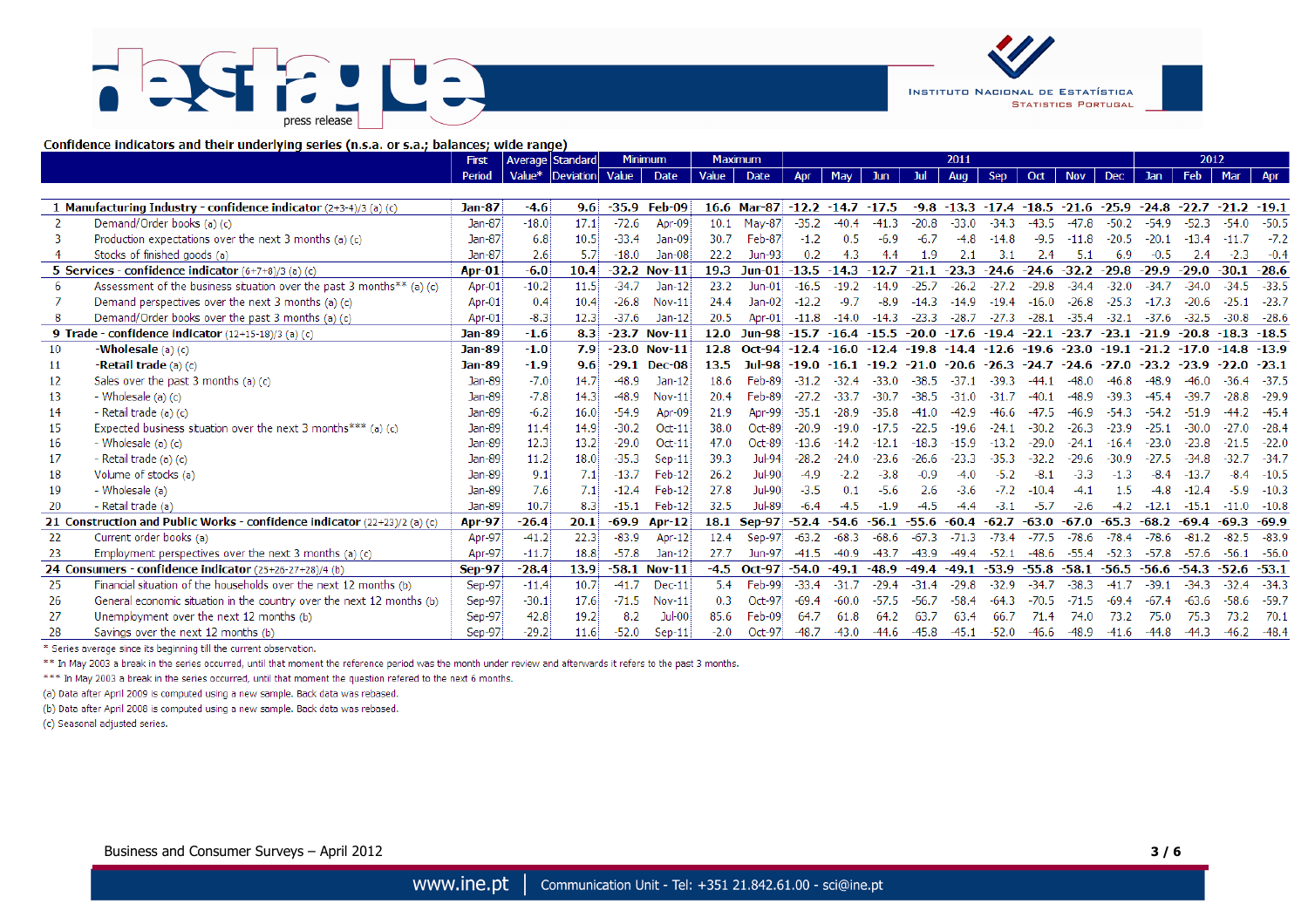**Confidence indicators and their underlying series (n.s.a. or s.a.; balances; wide range)**

| | | First Period | Average Value* | Standard Deviation | Minimum | | Maximum | | 2011 | | | | | | | | | 2012 | | | |
|---|---|---|---|---|---|---|---|---|---|---|---|---|---|---|---|---|---|---|---|---|---|
| | | | | | Value | Date | Value | Date | Apr | May | Jun | Jul | Aug | Sep | Oct | Nov | Dec | Jan | Feb | Mar | Apr |
| 1 | **Manufacturing Industry - confidence indicator** (2+3-4)/3 (a) (c) | **Jan-87** | **-4.6** | **9.6** | **-35.9** | **Feb-09** | **16.6** | **Mar-87** | **-12.2** | **-14.7** | **-17.5** | **-9.8** | **-13.3** | **-17.4** | **-18.5** | **-21.6** | **-25.9** | **-24.8** | **-22.7** | **-21.2** | **-19.1** |
| 2 | Demand/Order books (a) (c) | Jan-87 | -18.0 | 17.1 | -72.6 | Apr-09 | 10.1 | May-87 | -35.2 | -40.4 | -41.3 | -20.8 | -33.0 | -34.3 | -43.5 | -47.8 | -50.2 | -54.9 | -52.3 | -54.0 | -50.5 |
| 3 | Production expectations over the next 3 months (a) (c) | Jan-87 | 6.8 | 10.5 | -33.4 | Jan-09 | 30.7 | Feb-87 | -1.2 | 0.5 | -6.9 | -6.7 | -4.8 | -14.8 | -9.5 | -11.8 | -20.5 | -20.1 | -13.4 | -11.7 | -7.2 |
| 4 | Stocks of finished goods (a) | Jan-87 | 2.6 | 5.7 | -18.0 | Jan-08 | 22.2 | Jun-93 | 0.2 | 4.3 | 4.4 | 1.9 | 2.1 | 3.1 | 2.4 | 5.1 | 6.9 | -0.5 | 2.4 | -2.3 | -0.4 |
| 5 | **Services - confidence indicator** (6+7+8)/3 (a) (c) | **Apr-01** | **-6.0** | **10.4** | **-32.2** | **Nov-11** | **19.3** | **Jun-01** | **-13.5** | **-14.3** | **-12.7** | **-21.1** | **-23.3** | **-24.6** | **-24.6** | **-32.2** | **-29.8** | **-29.9** | **-29.0** | **-30.1** | **-28.6** |
| 6 | Assessment of the business situation over the past 3 months** (a) (c) | Apr-01 | -10.2 | 11.5 | -34.7 | Jan-12 | 23.2 | Jun-01 | -16.5 | -19.2 | -14.9 | -25.7 | -26.2 | -27.2 | -29.8 | -34.4 | -32.0 | -34.7 | -34.0 | -34.5 | -33.5 |
| 7 | Demand perspectives over the next 3 months (a) (c) | Apr-01 | 0.4 | 10.4 | -26.8 | Nov-11 | 24.4 | Jan-02 | -12.2 | -9.7 | -8.9 | -14.3 | -14.9 | -19.4 | -16.0 | -26.8 | -25.3 | -17.3 | -20.6 | -25.1 | -23.7 |
| 8 | Demand/Order books over the past 3 months (a) (c) | Apr-01 | -8.3 | 12.3 | -37.6 | Jan-12 | 20.5 | Apr-01 | -11.8 | -14.0 | -14.3 | -23.3 | -28.7 | -27.3 | -28.1 | -35.4 | -32.1 | -37.6 | -32.5 | -30.8 | -28.6 |
| 9 | **Trade - confidence indicator** (12+15-18)/3 (a) (c) | **Jan-89** | **-1.6** | **8.3** | **-23.7** | **Nov-11** | **12.0** | **Jun-98** | **-15.7** | **-16.4** | **-15.5** | **-20.0** | **-17.6** | **-19.4** | **-22.1** | **-23.7** | **-23.1** | **-21.9** | **-20.8** | **-18.3** | **-18.5** |
| 10 | **-Wholesale** (a) (c) | **Jan-89** | **-1.0** | **7.9** | **-23.0** | **Nov-11** | **12.8** | **Oct-94** | **-12.4** | **-16.0** | **-12.4** | **-19.8** | **-14.4** | **-12.6** | **-19.6** | **-23.0** | **-19.1** | **-21.2** | **-17.0** | **-14.8** | **-13.9** |
| 11 | **-Retail trade** (a) (c) | **Jan-89** | **-1.9** | **9.6** | **-29.1** | **Dec-08** | **13.5** | **Jul-98** | **-19.0** | **-16.1** | **-19.2** | **-21.0** | **-20.6** | **-26.3** | **-24.7** | **-24.6** | **-27.0** | **-23.2** | **-23.9** | **-22.0** | **-23.1** |
| 12 | Sales over the past 3 months (a) (c) | Jan-89 | -7.0 | 14.7 | -48.9 | Jan-12 | 18.6 | Feb-89 | -31.2 | -32.4 | -33.0 | -38.5 | -37.1 | -39.3 | -44.1 | -48.0 | -46.8 | -48.9 | -46.0 | -36.4 | -37.5 |
| 13 | - Wholesale (a) (c) | Jan-89 | -7.8 | 14.3 | -48.9 | Nov-11 | 20.4 | Feb-89 | -27.2 | -33.7 | -30.7 | -38.5 | -31.0 | -31.7 | -40.1 | -48.9 | -39.3 | -45.4 | -39.7 | -28.8 | -29.9 |
| 14 | - Retail trade (a) (c) | Jan-89 | -6.2 | 16.0 | -54.9 | Apr-09 | 21.9 | Apr-99 | -35.1 | -28.9 | -35.8 | -41.0 | -42.9 | -46.6 | -47.5 | -46.9 | -54.3 | -54.2 | -51.9 | -44.2 | -45.4 |
| 15 | Expected business situation over the next 3 months*** (a) (c) | Jan-89 | 11.4 | 14.9 | -30.2 | Oct-11 | 38.0 | Oct-89 | -20.9 | -19.0 | -17.5 | -22.5 | -19.6 | -24.1 | -30.2 | -26.3 | -23.9 | -25.1 | -30.0 | -27.0 | -28.4 |
| 16 | - Wholesale (a) (c) | Jan-89 | 12.3 | 13.2 | -29.0 | Oct-11 | 47.0 | Oct-89 | -13.6 | -14.2 | -12.1 | -18.3 | -15.9 | -13.2 | -29.0 | -24.1 | -16.4 | -23.0 | -23.8 | -21.5 | -22.0 |
| 17 | - Retail trade (a) (c) | Jan-89 | 11.2 | 18.0 | -35.3 | Sep-11 | 39.3 | Jul-94 | -28.2 | -24.0 | -23.6 | -26.6 | -23.3 | -35.3 | -32.2 | -29.6 | -30.9 | -27.5 | -34.8 | -32.7 | -34.7 |
| 18 | Volume of stocks (a) | Jan-89 | 9.1 | 7.1 | -13.7 | Feb-12 | 26.2 | Jul-90 | -4.9 | -2.2 | -3.8 | -0.9 | -4.0 | -5.2 | -8.1 | -3.3 | -1.3 | -8.4 | -13.7 | -8.4 | -10.5 |
| 19 | - Wholesale (a) | Jan-89 | 7.6 | 7.1 | -12.4 | Feb-12 | 27.8 | Jul-90 | -3.5 | 0.1 | -5.6 | 2.6 | -3.6 | -7.2 | -10.4 | -4.1 | 1.5 | -4.8 | -12.4 | -5.9 | -10.3 |
| 20 | - Retail trade (a) | Jan-89 | 10.7 | 8.3 | -15.1 | Feb-12 | 32.5 | Jul-89 | -6.4 | -4.5 | -1.9 | -4.5 | -4.4 | -3.1 | -5.7 | -2.6 | -4.2 | -12.1 | -15.1 | -11.0 | -10.8 |
| 21 | **Construction and Public Works - confidence indicator** (22+23)/2 (a) (c) | **Apr-97** | **-26.4** | **20.1** | **-69.9** | **Apr-12** | **18.1** | **Sep-97** | **-52.4** | **-54.6** | **-56.1** | **-55.6** | **-60.4** | **-62.7** | **-63.0** | **-67.0** | **-65.3** | **-68.2** | **-69.4** | **-69.3** | **-69.9** |
| 22 | Current order books (a) | Apr-97 | -41.2 | 22.3 | -83.9 | Apr-12 | 12.4 | Sep-97 | -63.2 | -68.3 | -68.6 | -67.3 | -71.3 | -73.4 | -77.5 | -78.6 | -78.4 | -78.6 | -81.2 | -82.5 | -83.9 |
| 23 | Employment perspectives over the next 3 months (a) (c) | Apr-97 | -11.7 | 18.8 | -57.8 | Jan-12 | 27.7 | Jun-97 | -41.5 | -40.9 | -43.7 | -43.9 | -49.4 | -52.1 | -48.6 | -55.4 | -52.3 | -57.8 | -57.6 | -56.1 | -56.0 |
| 24 | **Consumers - confidence indicator** (25+26-27+28)/4 (b) | **Sep-97** | **-28.4** | **13.9** | **-58.1** | **Nov-11** | **-4.5** | **Oct-97** | **-54.0** | **-49.1** | **-48.9** | **-49.4** | **-49.1** | **-53.9** | **-55.8** | **-58.1** | **-56.5** | **-56.6** | **-54.3** | **-52.6** | **-53.1** |
| 25 | Financial situation of the households over the next 12 months (b) | Sep-97 | -11.4 | 10.7 | -41.7 | Dec-11 | 5.4 | Feb-99 | -33.4 | -31.7 | -29.4 | -31.4 | -29.8 | -32.9 | -34.7 | -38.3 | -41.7 | -39.1 | -34.3 | -32.4 | -34.3 |
| 26 | General economic situation in the country over the next 12 months (b) | Sep-97 | -30.1 | 17.6 | -71.5 | Nov-11 | 0.3 | Oct-97 | -69.4 | -60.0 | -57.5 | -56.7 | -58.4 | -64.3 | -70.5 | -71.5 | -69.4 | -67.4 | -63.6 | -58.6 | -59.7 |
| 27 | Unemployment over the next 12 months (b) | Sep-97 | 42.8 | 19.2 | 8.2 | Jul-00 | 85.6 | Feb-09 | 64.7 | 61.8 | 64.2 | 63.7 | 63.4 | 66.7 | 71.4 | 74.0 | 73.2 | 75.0 | 75.3 | 73.2 | 70.1 |
| 28 | Savings over the next 12 months (b) | Sep-97 | -29.2 | 11.6 | -52.0 | Sep-11 | -2.0 | Oct-97 | -48.7 | -43.0 | -44.6 | -45.8 | -45.1 | -52.0 | -46.6 | -48.9 | -41.6 | -44.8 | -44.3 | -46.2 | -48.4 |

\* Series average since its beginning till the current observation.

\*\* In May 2003 a break in the series occurred, until that moment the reference period was the month under review and afterwards it refers to the past 3 months.

\*\*\* In May 2003 a break in the series occurred, until that moment the question refered to the next 6 months.

(a) Data after April 2009 is computed using a new sample. Back data was rebased.

(b) Data after April 2008 is computed using a new sample. Back data was rebased.

(c) Seasonal adjusted series.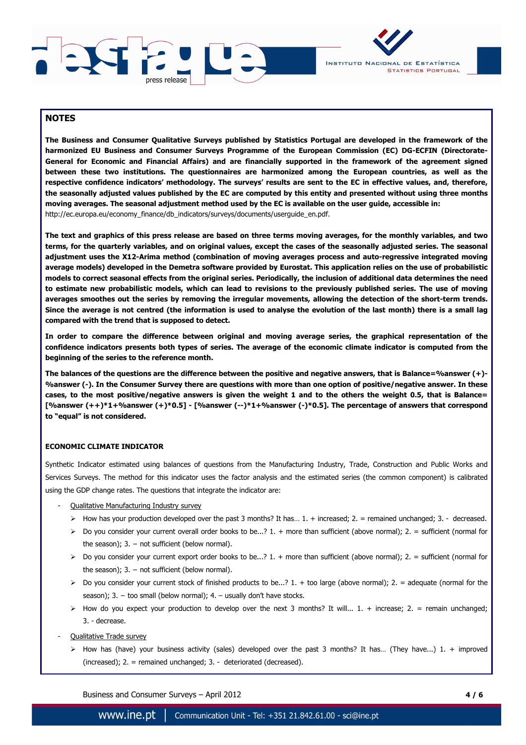## NOTES

**The Business and Consumer Qualitative Surveys published by Statistics Portugal are developed in the framework of the harmonized EU Business and Consumer Surveys Programme of the European Commission (EC) DG-ECFIN (Directorate-General for Economic and Financial Affairs) and are financially supported in the framework of the agreement signed between these two institutions. The questionnaires are harmonized among the European countries, as well as the respective confidence indicators' methodology. The surveys' results are sent to the EC in effective values, and, therefore, the seasonally adjusted values published by the EC are computed by this entity and presented without using three months moving averages. The seasonal adjustment method used by the EC is available on the user guide, accessible in:**
http://ec.europa.eu/economy_finance/db_indicators/surveys/documents/userguide_en.pdf.

**The text and graphics of this press release are based on three terms moving averages, for the monthly variables, and two terms, for the quarterly variables, and on original values, except the cases of the seasonally adjusted series. The seasonal adjustment uses the X12-Arima method (combination of moving averages process and auto-regressive integrated moving average models) developed in the Demetra software provided by Eurostat. This application relies on the use of probabilistic models to correct seasonal effects from the original series. Periodically, the inclusion of additional data determines the need to estimate new probabilistic models, which can lead to revisions to the previously published series. The use of moving averages smoothes out the series by removing the irregular movements, allowing the detection of the short-term trends. Since the average is not centred (the information is used to analyse the evolution of the last month) there is a small lag compared with the trend that is supposed to detect.**

**In order to compare the difference between original and moving average series, the graphical representation of the confidence indicators presents both types of series. The average of the economic climate indicator is computed from the beginning of the series to the reference month.**

**The balances of the questions are the difference between the positive and negative answers, that is Balance=%answer (+)-%answer (-). In the Consumer Survey there are questions with more than one option of positive/negative answer. In these cases, to the most positive/negative answers is given the weight 1 and to the others the weight 0.5, that is Balance= [%answer (++)*1+%answer (+)*0.5] - [%answer (--)*1+%answer (-)*0.5]. The percentage of answers that correspond to "equal" is not considered.**

### ECONOMIC CLIMATE INDICATOR

Synthetic Indicator estimated using balances of questions from the Manufacturing Industry, Trade, Construction and Public Works and Services Surveys. The method for this indicator uses the factor analysis and the estimated series (the common component) is calibrated using the GDP change rates. The questions that integrate the indicator are:

- Qualitative Manufacturing Industry survey
  - How has your production developed over the past 3 months? It has… 1. + increased; 2. = remained unchanged; 3. - decreased.
  - Do you consider your current overall order books to be...? 1. + more than sufficient (above normal); 2. = sufficient (normal for the season); 3. – not sufficient (below normal).
  - Do you consider your current export order books to be...? 1. + more than sufficient (above normal); 2. = sufficient (normal for the season); 3. – not sufficient (below normal).
  - Do you consider your current stock of finished products to be...? 1. + too large (above normal); 2. = adequate (normal for the season); 3. – too small (below normal); 4. – usually don't have stocks.
  - How do you expect your production to develop over the next 3 months? It will... 1. + increase; 2. = remain unchanged; 3. - decrease.
- Qualitative Trade survey
  - How has (have) your business activity (sales) developed over the past 3 months? It has… (They have...) 1. + improved (increased); 2. = remained unchanged; 3. - deteriorated (decreased).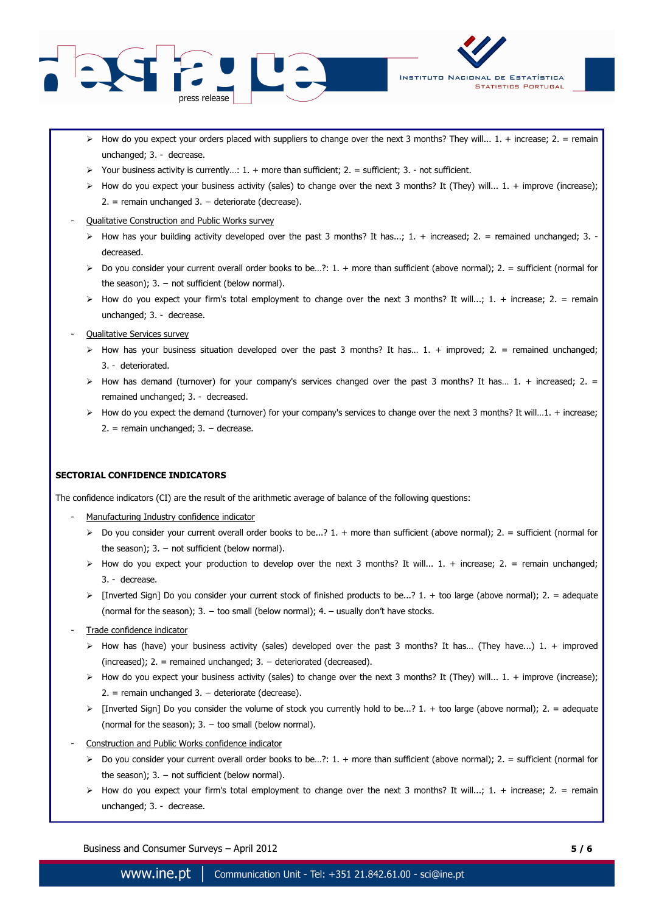- How do you expect your orders placed with suppliers to change over the next 3 months? They will... 1. + increase; 2. = remain unchanged; 3. - decrease.
- Your business activity is currently…: 1. + more than sufficient; 2. = sufficient; 3. - not sufficient.
- How do you expect your business activity (sales) to change over the next 3 months? It (They) will... 1. + improve (increase); 2. = remain unchanged 3. – deteriorate (decrease).

- Qualitative Construction and Public Works survey
  - How has your building activity developed over the past 3 months? It has...; 1. + increased; 2. = remained unchanged; 3. - decreased.
  - Do you consider your current overall order books to be…?: 1. + more than sufficient (above normal); 2. = sufficient (normal for the season); 3. – not sufficient (below normal).
  - How do you expect your firm's total employment to change over the next 3 months? It will...; 1. + increase; 2. = remain unchanged; 3. - decrease.

- Qualitative Services survey
  - How has your business situation developed over the past 3 months? It has… 1. + improved; 2. = remained unchanged; 3. - deteriorated.
  - How has demand (turnover) for your company's services changed over the past 3 months? It has… 1. + increased; 2. = remained unchanged; 3. - decreased.
  - How do you expect the demand (turnover) for your company's services to change over the next 3 months? It will…1. + increase; 2. = remain unchanged; 3. – decrease.

**SECTORIAL CONFIDENCE INDICATORS**

The confidence indicators (CI) are the result of the arithmetic average of balance of the following questions:

- Manufacturing Industry confidence indicator
  - Do you consider your current overall order books to be...? 1. + more than sufficient (above normal); 2. = sufficient (normal for the season); 3. – not sufficient (below normal).
  - How do you expect your production to develop over the next 3 months? It will... 1. + increase; 2. = remain unchanged; 3. - decrease.
  - [Inverted Sign] Do you consider your current stock of finished products to be...? 1. + too large (above normal); 2. = adequate (normal for the season); 3. – too small (below normal); 4. – usually don't have stocks.

- Trade confidence indicator
  - How has (have) your business activity (sales) developed over the past 3 months? It has… (They have...) 1. + improved (increased); 2. = remained unchanged; 3. – deteriorated (decreased).
  - How do you expect your business activity (sales) to change over the next 3 months? It (They) will... 1. + improve (increase); 2. = remain unchanged 3. – deteriorate (decrease).
  - [Inverted Sign] Do you consider the volume of stock you currently hold to be...? 1. + too large (above normal); 2. = adequate (normal for the season); 3. – too small (below normal).

- Construction and Public Works confidence indicator
  - Do you consider your current overall order books to be…?: 1. + more than sufficient (above normal); 2. = sufficient (normal for the season); 3. – not sufficient (below normal).
  - How do you expect your firm's total employment to change over the next 3 months? It will...; 1. + increase; 2. = remain unchanged; 3. - decrease.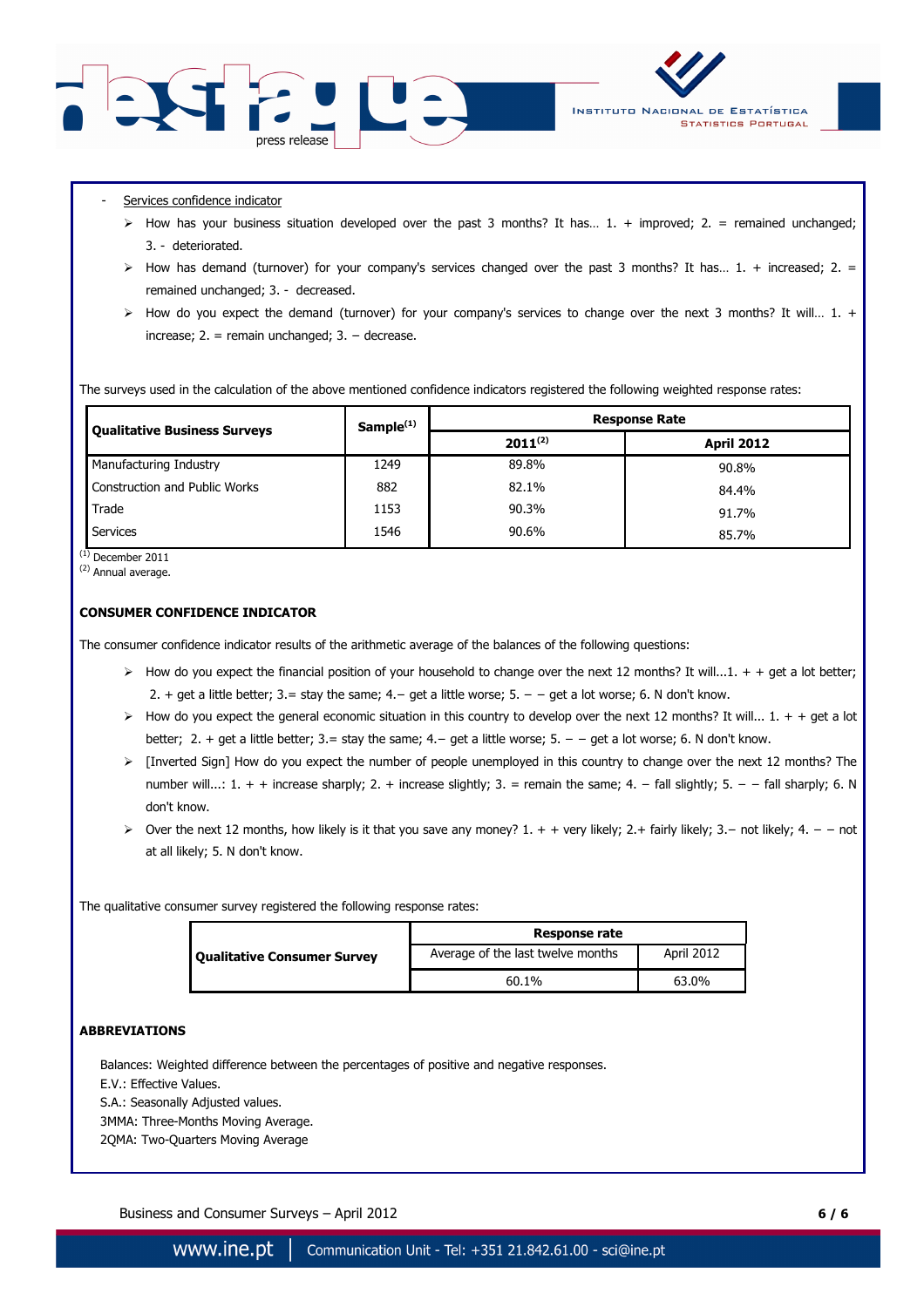- Services confidence indicator
  - How has your business situation developed over the past 3 months? It has… 1. + improved; 2. = remained unchanged; 3. - deteriorated.
  - How has demand (turnover) for your company's services changed over the past 3 months? It has… 1. + increased; 2. = remained unchanged; 3. - decreased.
  - How do you expect the demand (turnover) for your company's services to change over the next 3 months? It will… 1. + increase; 2. = remain unchanged; 3. – decrease.

The surveys used in the calculation of the above mentioned confidence indicators registered the following weighted response rates:

| Qualitative Business Surveys | Sample[(1)] | Response Rate | |
|---|---|---|---|
| | | 2011[(2)] | April 2012 |
| Manufacturing Industry | 1249 | 89.8% | 90.8% |
| Construction and Public Works | 882 | 82.1% | 84.4% |
| Trade | 1153 | 90.3% | 91.7% |
| Services | 1546 | 90.6% | 85.7% |

(1) December 2011
(2) Annual average.

**CONSUMER CONFIDENCE INDICATOR**

The consumer confidence indicator results of the arithmetic average of the balances of the following questions:

- How do you expect the financial position of your household to change over the next 12 months? It will...1. + + get a lot better; 2. + get a little better; 3.= stay the same; 4.– get a little worse; 5. – – get a lot worse; 6. N don't know.
- How do you expect the general economic situation in this country to develop over the next 12 months? It will... 1. + + get a lot better; 2. + get a little better; 3.= stay the same; 4.– get a little worse; 5. – – get a lot worse; 6. N don't know.
- [Inverted Sign] How do you expect the number of people unemployed in this country to change over the next 12 months? The number will...: 1. + + increase sharply; 2. + increase slightly; 3. = remain the same; 4. – fall slightly; 5. – – fall sharply; 6. N don't know.
- Over the next 12 months, how likely is it that you save any money? 1. + + very likely; 2.+ fairly likely; 3.– not likely; 4. – – not at all likely; 5. N don't know.

The qualitative consumer survey registered the following response rates:

| Qualitative Consumer Survey | Response rate | |
|---|---|---|
| | Average of the last twelve months | April 2012 |
| | 60.1% | 63.0% |

**ABBREVIATIONS**

Balances: Weighted difference between the percentages of positive and negative responses.
E.V.: Effective Values.
S.A.: Seasonally Adjusted values.
3MMA: Three-Months Moving Average.
2QMA: Two-Quarters Moving Average